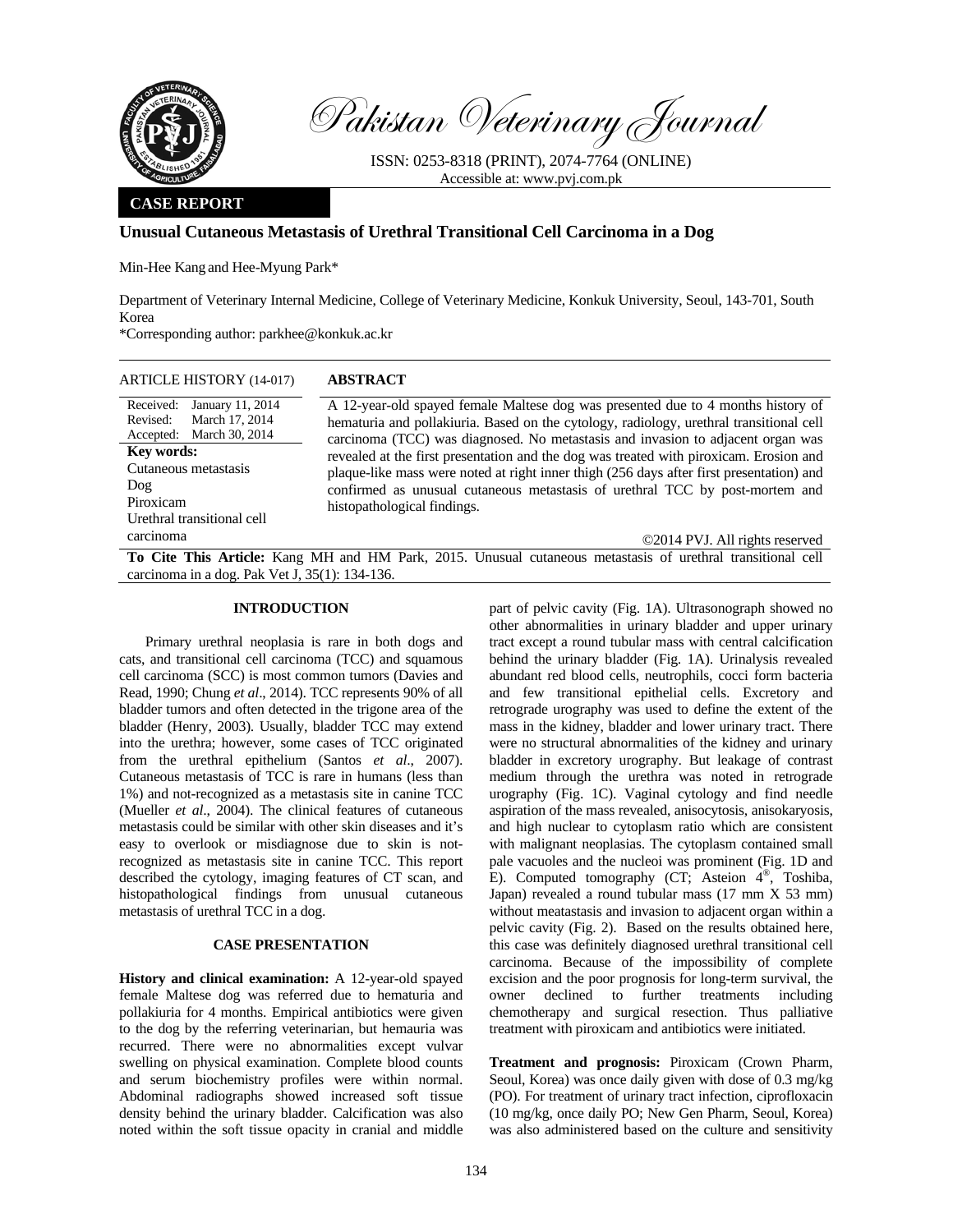Pakistan Veterinary Journal

ISSN: 0253-8318 (PRINT), 2074-7764 (ONLINE)
Accessible at: www.pvj.com.pk

**CASE REPORT**

# Unusual Cutaneous Metastasis of Urethral Transitional Cell Carcinoma in a Dog

Min-Hee Kang and Hee-Myung Park*

Department of Veterinary Internal Medicine, College of Veterinary Medicine, Konkuk University, Seoul, 143-701, South Korea

*Corresponding author: parkhee@konkuk.ac.kr

**ARTICLE HISTORY** (14-017)

Received: January 11, 2014
Revised: March 17, 2014
Accepted: March 30, 2014

**Key words:**
Cutaneous metastasis
Dog
Piroxicam
Urethral transitional cell carcinoma

## ABSTRACT

A 12-year-old spayed female Maltese dog was presented due to 4 months history of hematuria and pollakiuria. Based on the cytology, radiology, urethral transitional cell carcinoma (TCC) was diagnosed. No metastasis and invasion to adjacent organ was revealed at the first presentation and the dog was treated with piroxicam. Erosion and plaque-like mass were noted at right inner thigh (256 days after first presentation) and confirmed as unusual cutaneous metastasis of urethral TCC by post-mortem and histopathological findings.

©2014 PVJ. All rights reserved

**To Cite This Article:** Kang MH and HM Park, 2015. Unusual cutaneous metastasis of urethral transitional cell carcinoma in a dog. Pak Vet J, 35(1): 134-136.

## INTRODUCTION

Primary urethral neoplasia is rare in both dogs and cats, and transitional cell carcinoma (TCC) and squamous cell carcinoma (SCC) is most common tumors (Davies and Read, 1990; Chung *et al*., 2014). TCC represents 90% of all bladder tumors and often detected in the trigone area of the bladder (Henry, 2003). Usually, bladder TCC may extend into the urethra; however, some cases of TCC originated from the urethral epithelium (Santos *et al*., 2007). Cutaneous metastasis of TCC is rare in humans (less than 1%) and not-recognized as a metastasis site in canine TCC (Mueller *et al*., 2004). The clinical features of cutaneous metastasis could be similar with other skin diseases and it's easy to overlook or misdiagnose due to skin is not-recognized as metastasis site in canine TCC. This report described the cytology, imaging features of CT scan, and histopathological findings from unusual cutaneous metastasis of urethral TCC in a dog.

## CASE PRESENTATION

**History and clinical examination:** A 12-year-old spayed female Maltese dog was referred due to hematuria and pollakiuria for 4 months. Empirical antibiotics were given to the dog by the referring veterinarian, but hemauria was recurred. There were no abnormalities except vulvar swelling on physical examination. Complete blood counts and serum biochemistry profiles were within normal. Abdominal radiographs showed increased soft tissue density behind the urinary bladder. Calcification was also noted within the soft tissue opacity in cranial and middle part of pelvic cavity (Fig. 1A). Ultrasonograph showed no other abnormalities in urinary bladder and upper urinary tract except a round tubular mass with central calcification behind the urinary bladder (Fig. 1A). Urinalysis revealed abundant red blood cells, neutrophils, cocci form bacteria and few transitional epithelial cells. Excretory and retrograde urography was used to define the extent of the mass in the kidney, bladder and lower urinary tract. There were no structural abnormalities of the kidney and urinary bladder in excretory urography. But leakage of contrast medium through the urethra was noted in retrograde urography (Fig. 1C). Vaginal cytology and find needle aspiration of the mass revealed, anisocytosis, anisokaryosis, and high nuclear to cytoplasm ratio which are consistent with malignant neoplasias. The cytoplasm contained small pale vacuoles and the nucleoi was prominent (Fig. 1D and E). Computed tomography (CT; Asteion 4®, Toshiba, Japan) revealed a round tubular mass (17 mm X 53 mm) without meatastasis and invasion to adjacent organ within a pelvic cavity (Fig. 2). Based on the results obtained here, this case was definitely diagnosed urethral transitional cell carcinoma. Because of the impossibility of complete excision and the poor prognosis for long-term survival, the owner declined to further treatments including chemotherapy and surgical resection. Thus palliative treatment with piroxicam and antibiotics were initiated.

**Treatment and prognosis:** Piroxicam (Crown Pharm, Seoul, Korea) was once daily given with dose of 0.3 mg/kg (PO). For treatment of urinary tract infection, ciprofloxacin (10 mg/kg, once daily PO; New Gen Pharm, Seoul, Korea) was also administered based on the culture and sensitivity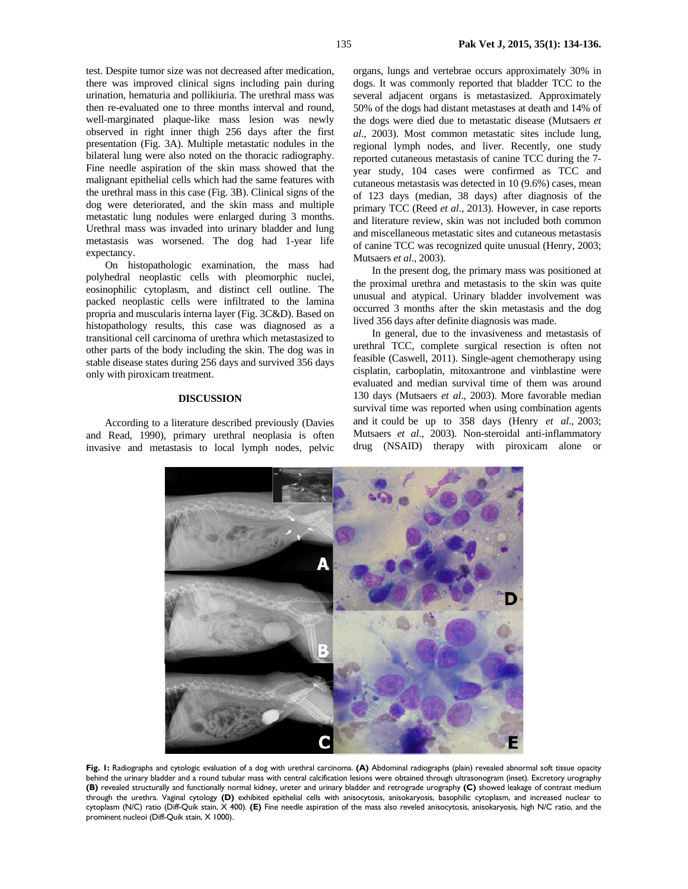test. Despite tumor size was not decreased after medication, there was improved clinical signs including pain during urination, hematuria and pollikiuria. The urethral mass was then re-evaluated one to three months interval and round, well-marginated plaque-like mass lesion was newly observed in right inner thigh 256 days after the first presentation (Fig. 3A). Multiple metastatic nodules in the bilateral lung were also noted on the thoracic radiography. Fine needle aspiration of the skin mass showed that the malignant epithelial cells which had the same features with the urethral mass in this case (Fig. 3B). Clinical signs of the dog were deteriorated, and the skin mass and multiple metastatic lung nodules were enlarged during 3 months. Urethral mass was invaded into urinary bladder and lung metastasis was worsened. The dog had 1-year life expectancy.

On histopathologic examination, the mass had polyhedral neoplastic cells with pleomorphic nuclei, eosinophilic cytoplasm, and distinct cell outline. The packed neoplastic cells were infiltrated to the lamina propria and muscularis interna layer (Fig. 3C&D). Based on histopathology results, this case was diagnosed as a transitional cell carcinoma of urethra which metastasized to other parts of the body including the skin. The dog was in stable disease states during 256 days and survived 356 days only with piroxicam treatment.

## DISCUSSION

According to a literature described previously (Davies and Read, 1990), primary urethral neoplasia is often invasive and metastasis to local lymph nodes, pelvic organs, lungs and vertebrae occurs approximately 30% in dogs. It was commonly reported that bladder TCC to the several adjacent organs is metastasized. Approximately 50% of the dogs had distant metastases at death and 14% of the dogs were died due to metastatic disease (Mutsaers *et al*., 2003). Most common metastatic sites include lung, regional lymph nodes, and liver. Recently, one study reported cutaneous metastasis of canine TCC during the 7-year study, 104 cases were confirmed as TCC and cutaneous metastasis was detected in 10 (9.6%) cases, mean of 123 days (median, 38 days) after diagnosis of the primary TCC (Reed *et al*., 2013). However, in case reports and literature review, skin was not included both common and miscellaneous metastatic sites and cutaneous metastasis of canine TCC was recognized quite unusual (Henry, 2003; Mutsaers *et al*., 2003).

In the present dog, the primary mass was positioned at the proximal urethra and metastasis to the skin was quite unusual and atypical. Urinary bladder involvement was occurred 3 months after the skin metastasis and the dog lived 356 days after definite diagnosis was made.

In general, due to the invasiveness and metastasis of urethral TCC, complete surgical resection is often not feasible (Caswell, 2011). Single-agent chemotherapy using cisplatin, carboplatin, mitoxantrone and vinblastine were evaluated and median survival time of them was around 130 days (Mutsaers *et al*., 2003). More favorable median survival time was reported when using combination agents and it could be up to 358 days (Henry *et al*., 2003; Mutsaers *et al*., 2003). Non-steroidal anti-inflammatory drug (NSAID) therapy with piroxicam alone or

**Fig. 1:** Radiographs and cytologic evaluation of a dog with urethral carcinoma. **(A)** Abdominal radiographs (plain) revealed abnormal soft tissue opacity behind the urinary bladder and a round tubular mass with central calcification lesions were obtained through ultrasonogram (inset). Excretory urography **(B)** revealed structurally and functionally normal kidney, ureter and urinary bladder and retrograde urography **(C)** showed leakage of contrast medium through the urethra. Vaginal cytology **(D)** exhibited epithelial cells with anisocytosis, anisokaryosis, basophilic cytoplasm, and increased nuclear to cytoplasm (N/C) ratio (Diff-Quik stain, X 400). **(E)** Fine needle aspiration of the mass also reveled anisocytosis, anisokaryosis, high N/C ratio, and the prominent nucleoi (Diff-Quik stain, X 1000).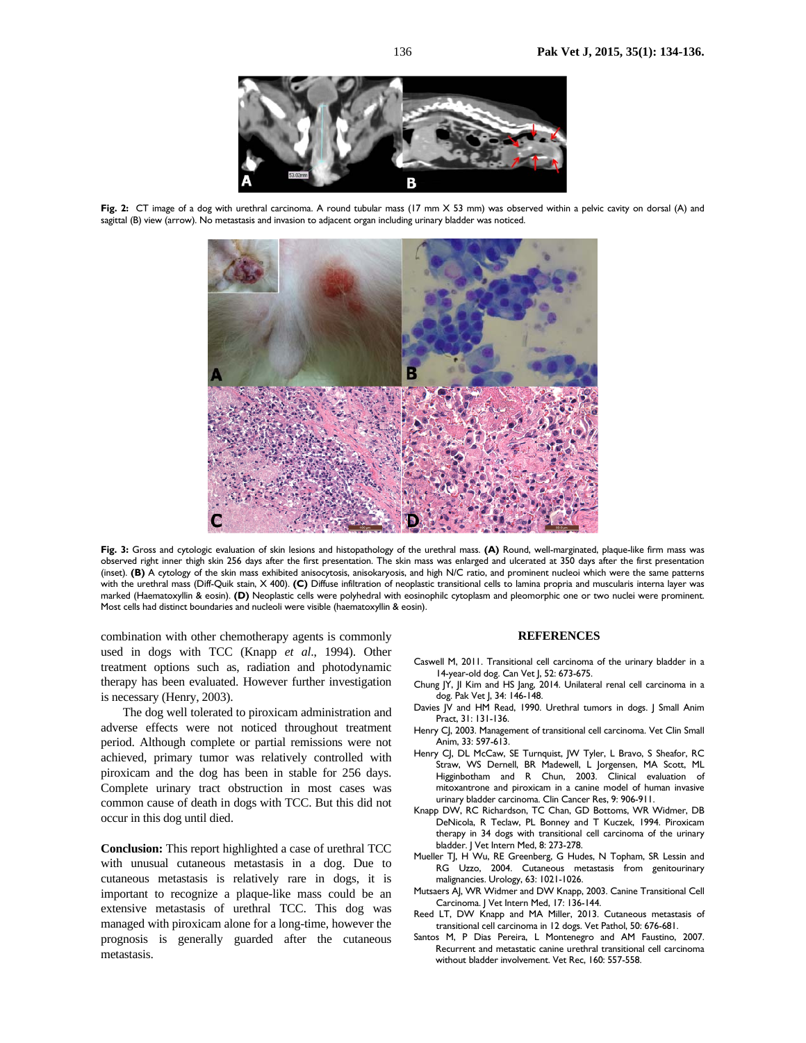**Fig. 2:** CT image of a dog with urethral carcinoma. A round tubular mass (17 mm X 53 mm) was observed within a pelvic cavity on dorsal (A) and sagittal (B) view (arrow). No metastasis and invasion to adjacent organ including urinary bladder was noticed.

**Fig. 3:** Gross and cytologic evaluation of skin lesions and histopathology of the urethral mass. **(A)** Round, well-marginated, plaque-like firm mass was observed right inner thigh skin 256 days after the first presentation. The skin mass was enlarged and ulcerated at 350 days after the first presentation (inset). **(B)** A cytology of the skin mass exhibited anisocytosis, anisokaryosis, and high N/C ratio, and prominent nucleoi which were the same patterns with the urethral mass (Diff-Quik stain, X 400). **(C)** Diffuse infiltration of neoplastic transitional cells to lamina propria and muscularis interna layer was marked (Haematoxyllin & eosin). **(D)** Neoplastic cells were polyhedral with eosinophilc cytoplasm and pleomorphic one or two nuclei were prominent. Most cells had distinct boundaries and nucleoli were visible (haematoxyllin & eosin).

combination with other chemotherapy agents is commonly used in dogs with TCC (Knapp *et al*., 1994). Other treatment options such as, radiation and photodynamic therapy has been evaluated. However further investigation is necessary (Henry, 2003).

The dog well tolerated to piroxicam administration and adverse effects were not noticed throughout treatment period. Although complete or partial remissions were not achieved, primary tumor was relatively controlled with piroxicam and the dog has been in stable for 256 days. Complete urinary tract obstruction in most cases was common cause of death in dogs with TCC. But this did not occur in this dog until died.

**Conclusion:** This report highlighted a case of urethral TCC with unusual cutaneous metastasis in a dog. Due to cutaneous metastasis is relatively rare in dogs, it is important to recognize a plaque-like mass could be an extensive metastasis of urethral TCC. This dog was managed with piroxicam alone for a long-time, however the prognosis is generally guarded after the cutaneous metastasis.

## REFERENCES

Caswell M, 2011. Transitional cell carcinoma of the urinary bladder in a 14-year-old dog. Can Vet J, 52: 673-675.

Chung JY, JI Kim and HS Jang, 2014. Unilateral renal cell carcinoma in a dog. Pak Vet J, 34: 146-148.

Davies JV and HM Read, 1990. Urethral tumors in dogs. J Small Anim Pract, 31: 131-136.

Henry CJ, 2003. Management of transitional cell carcinoma. Vet Clin Small Anim, 33: 597-613.

Henry CJ, DL McCaw, SE Turnquist, JW Tyler, L Bravo, S Sheafor, RC Straw, WS Dernell, BR Madewell, L Jorgensen, MA Scott, ML Higginbotham and R Chun, 2003. Clinical evaluation of mitoxantrone and piroxicam in a canine model of human invasive urinary bladder carcinoma. Clin Cancer Res, 9: 906-911.

Knapp DW, RC Richardson, TC Chan, GD Bottoms, WR Widmer, DB DeNicola, R Teclaw, PL Bonney and T Kuczek, 1994. Piroxicam therapy in 34 dogs with transitional cell carcinoma of the urinary bladder. J Vet Intern Med, 8: 273-278.

Mueller TJ, H Wu, RE Greenberg, G Hudes, N Topham, SR Lessin and RG Uzzo, 2004. Cutaneous metastasis from genitourinary malignancies. Urology, 63: 1021-1026.

Mutsaers AJ, WR Widmer and DW Knapp, 2003. Canine Transitional Cell Carcinoma. J Vet Intern Med, 17: 136-144.

Reed LT, DW Knapp and MA Miller, 2013. Cutaneous metastasis of transitional cell carcinoma in 12 dogs. Vet Pathol, 50: 676-681.

Santos M, P Dias Pereira, L Montenegro and AM Faustino, 2007. Recurrent and metastatic canine urethral transitional cell carcinoma without bladder involvement. Vet Rec, 160: 557-558.